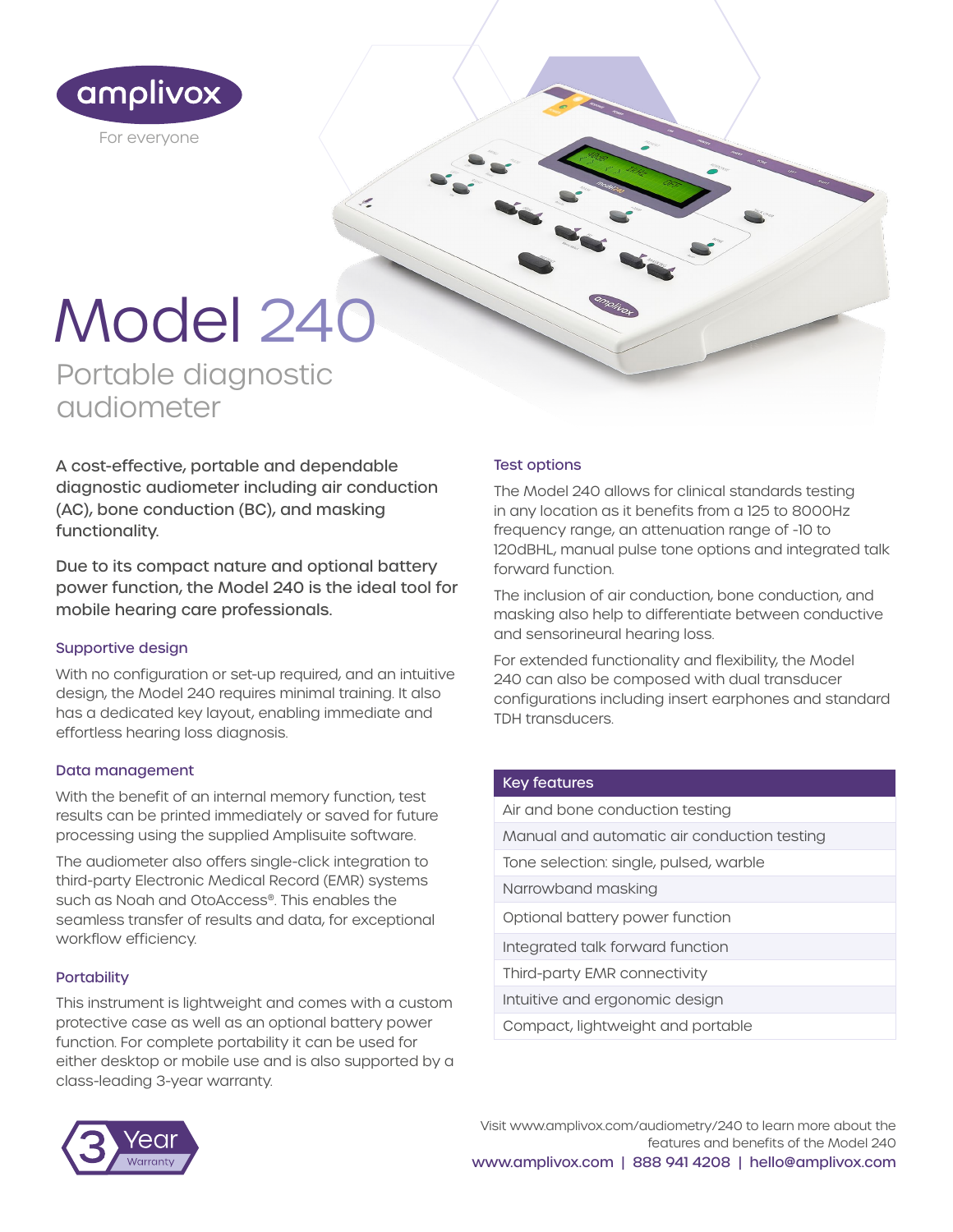amplivox

For everyone

# Model 240

## Portable diagnostic audiometer

A cost-effective, portable and dependable diagnostic audiometer including air conduction (AC), bone conduction (BC), and masking functionality.

Due to its compact nature and optional battery power function, the Model 240 is the ideal tool for mobile hearing care professionals.

### Supportive design

With no configuration or set-up required, and an intuitive design, the Model 240 requires minimal training. It also has a dedicated key layout, enabling immediate and effortless hearing loss diagnosis.

### Data management

With the benefit of an internal memory function, test results can be printed immediately or saved for future processing using the supplied Amplisuite software.

The audiometer also offers single-click integration to third-party Electronic Medical Record (EMR) systems such as Noah and OtoAccess®. This enables the seamless transfer of results and data, for exceptional workflow efficiency.

### Portability

This instrument is lightweight and comes with a custom protective case as well as an optional battery power function. For complete portability it can be used for either desktop or mobile use and is also supported by a class-leading 3-year warranty.

### Test options

The Model 240 allows for clinical standards testing in any location as it benefits from a 125 to 8000Hz frequency range, an attenuation range of -10 to 120dBHL, manual pulse tone options and integrated talk forward function.

The inclusion of air conduction, bone conduction, and masking also help to differentiate between conductive and sensorineural hearing loss.

For extended functionality and flexibility, the Model 240 can also be composed with dual transducer configurations including insert earphones and standard TDH transducers.

| Key features |
|---|
| Air and bone conduction testing |
| Manual and automatic air conduction testing |
| Tone selection: single, pulsed, warble |
| Narrowband masking |
| Optional battery power function |
| Integrated talk forward function |
| Third-party EMR connectivity |
| Intuitive and ergonomic design |
| Compact, lightweight and portable |

3 Year Warranty

Visit www.amplivox.com/audiometry/240 to learn more about the features and benefits of the Model 240

www.amplivox.com | 888 941 4208 | hello@amplivox.com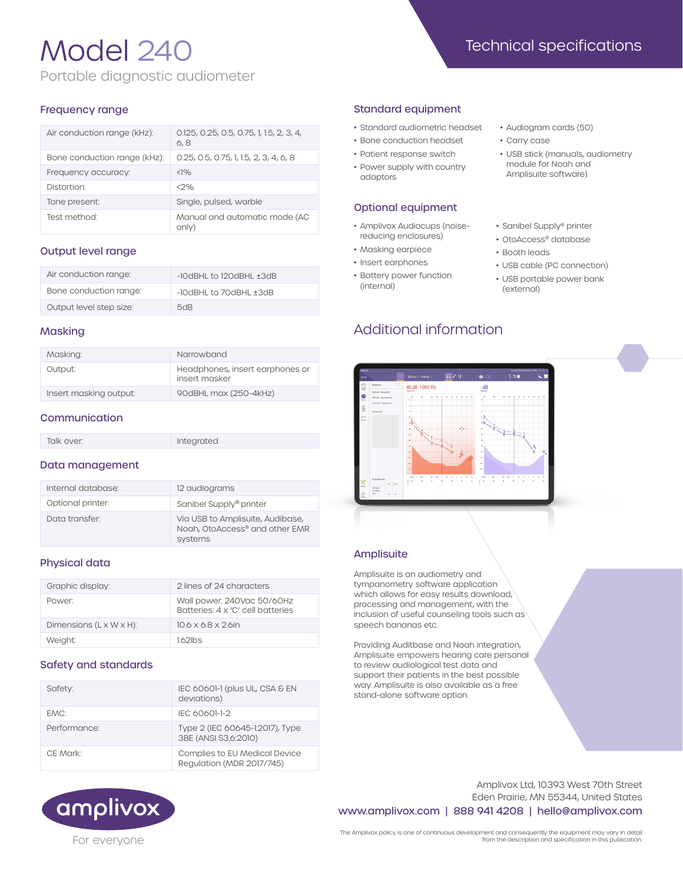# Model 240

Portable diagnostic audiometer

Technical specifications

## Frequency range

| | |
|---|---|
| Air conduction range (kHz): | 0.125, 0.25, 0.5, 0.75, 1, 1.5, 2, 3, 4, 6, 8 |
| Bone conduction range (kHz): | 0.25, 0.5, 0.75, 1, 1.5, 2, 3, 4, 6, 8 |
| Frequency accuracy: | <1% |
| Distortion: | <2% |
| Tone present: | Single, pulsed, warble |
| Test method: | Manual and automatic mode (AC only) |

## Output level range

| | |
|---|---|
| Air conduction range: | -10dBHL to 120dBHL ±3dB |
| Bone conduction range: | -10dBHL to 70dBHL ±3dB |
| Output level step size: | 5dB |

## Masking

| | |
|---|---|
| Masking: | Narrowband |
| Output: | Headphones, insert earphones or insert masker |
| Insert masking output: | 90dBHL max (250-4kHz) |

## Communication

| | |
|---|---|
| Talk over: | Integrated |

## Data management

| | |
|---|---|
| Internal database: | 12 audiograms |
| Optional printer: | Sanibel Supply® printer |
| Data transfer: | Via USB to Amplisuite, Audibase, Noah, OtoAccess® and other EMR systems |

## Physical data

| | |
|---|---|
| Graphic display: | 2 lines of 24 characters |
| Power: | Wall power: 240Vac 50/60Hz Batteries: 4 x 'C' cell batteries |
| Dimensions (L x W x H): | 10.6 x 6.8 x 2.6in |
| Weight: | 1.62lbs |

## Safety and standards

| | |
|---|---|
| Safety: | IEC 60601-1 (plus UL, CSA & EN deviations) |
| EMC: | IEC 60601-1-2 |
| Performance: | Type 2 (IEC 60645-1:2017), Type 3BE (ANSI S3.6:2010) |
| CE Mark: | Complies to EU Medical Device Regulation (MDR 2017/745) |

## Standard equipment

- Standard audiometric headset
- Bone conduction headset
- Patient response switch
- Power supply with country adaptors
- Audiogram cards (50)
- Carry case
- USB stick (manuals, audiometry module for Noah and Amplisuite software)

## Optional equipment

- Amplivox Audiocups (noise-reducing enclosures)
- Masking earpiece
- Insert earphones
- Battery power function (internal)
- Sanibel Supply® printer
- OtoAccess® database
- Booth leads
- USB cable (PC connection)
- USB portable power bank (external)

## Additional information

### Amplisuite

Amplisuite is an audiometry and tympanometry software application which allows for easy results download, processing and management, with the inclusion of useful counseling tools such as speech bananas etc.

Providing Auditbase and Noah integration, Amplisuite empowers hearing care personal to review audiological test data and support their patients in the best possible way. Amplisuite is also available as a free stand-alone software option.

amplivox

For everyone

Amplivox Ltd, 10393 West 70th Street
Eden Prairie, MN 55344, United States

www.amplivox.com | 888 941 4208 | hello@amplivox.com

The Amplivox policy is one of continuous development and consequently the equipment may vary in detail from the description and specification in this publication.